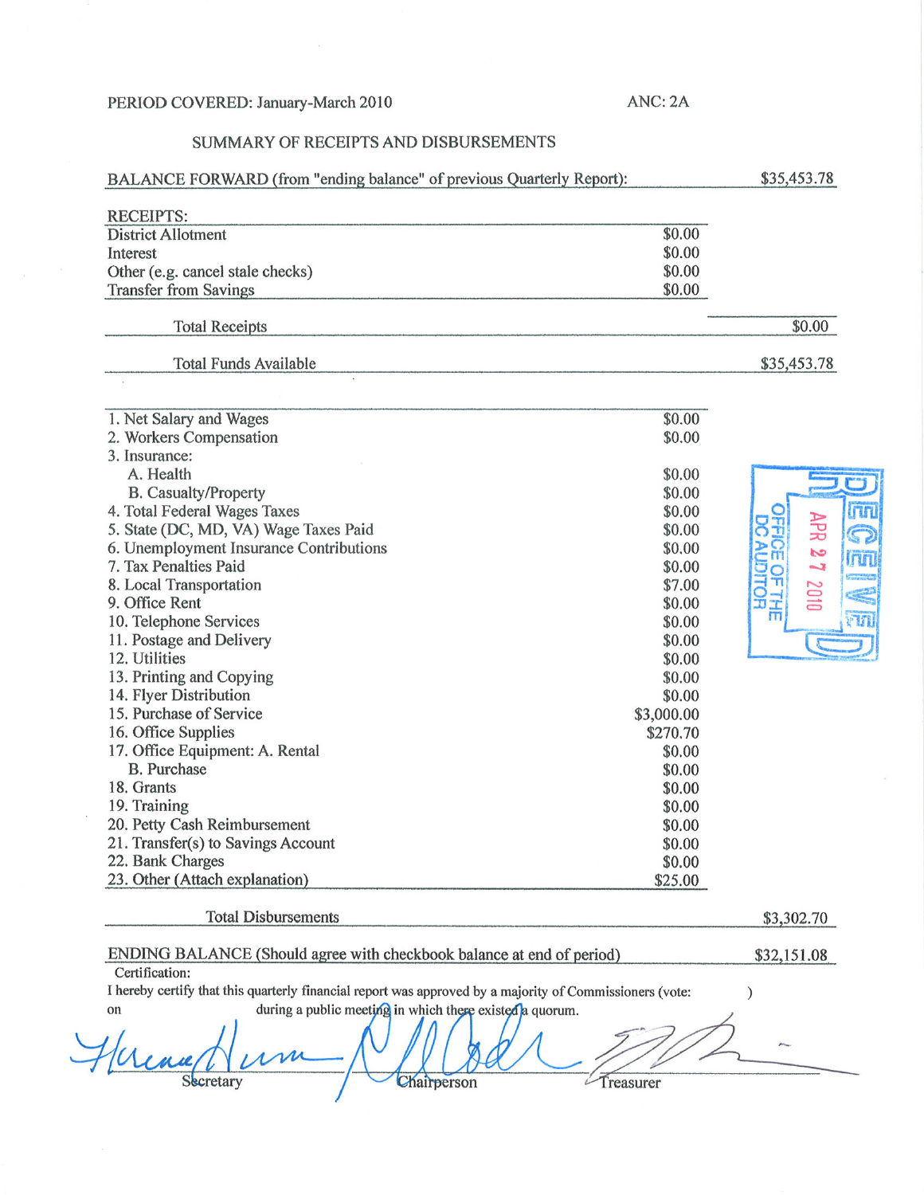PERIOD COVERED: January-March 2010 ANC: 2A

## SUMMARY OF RECEIPTS AND DISBURSEMENTS

| | | |
|---|---|---|
| BALANCE FORWARD (from "ending balance" of previous Quarterly Report): | | $35,453.78 |
| **RECEIPTS:** | | |
| District Allotment | $0.00 | |
| Interest | $0.00 | |
| Other (e.g. cancel stale checks) | $0.00 | |
| Transfer from Savings | $0.00 | |
| Total Receipts | | $0.00 |
| Total Funds Available | | $35,453.78 |
| 1. Net Salary and Wages | $0.00 | |
| 2. Workers Compensation | $0.00 | |
| 3. Insurance: | | |
| A. Health | $0.00 | |
| B. Casualty/Property | $0.00 | |
| 4. Total Federal Wages Taxes | $0.00 | |
| 5. State (DC, MD, VA) Wage Taxes Paid | $0.00 | |
| 6. Unemployment Insurance Contributions | $0.00 | |
| 7. Tax Penalties Paid | $0.00 | |
| 8. Local Transportation | $7.00 | |
| 9. Office Rent | $0.00 | |
| 10. Telephone Services | $0.00 | |
| 11. Postage and Delivery | $0.00 | |
| 12. Utilities | $0.00 | |
| 13. Printing and Copying | $0.00 | |
| 14. Flyer Distribution | $0.00 | |
| 15. Purchase of Service | $3,000.00 | |
| 16. Office Supplies | $270.70 | |
| 17. Office Equipment: A. Rental | $0.00 | |
| B. Purchase | $0.00 | |
| 18. Grants | $0.00 | |
| 19. Training | $0.00 | |
| 20. Petty Cash Reimbursement | $0.00 | |
| 21. Transfer(s) to Savings Account | $0.00 | |
| 22. Bank Charges | $0.00 | |
| 23. Other (Attach explanation) | $25.00 | |
| Total Disbursements | | $3,302.70 |
| ENDING BALANCE (Should agree with checkbook balance at end of period) | | $32,151.08 |

RECEIVED APR 27 2010 OFFICE OF THE DC AUDITOR

Certification:

I hereby certify that this quarterly financial report was approved by a majority of Commissioners (vote: )
on during a public meeting in which there existed a quorum.

Secretary Chairperson Treasurer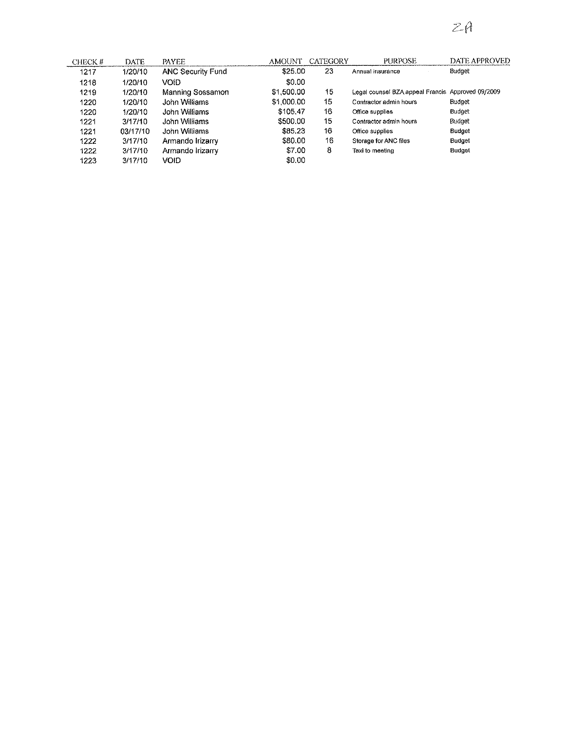ZA

| CHECK # | DATE | PAYEE | AMOUNT | CATEGORY | PURPOSE | DATE APPROVED |
|---|---|---|---|---|---|---|
| 1217 | 1/20/10 | ANC Security Fund | $25.00 | 23 | Annual insurance | Budget |
| 1218 | 1/20/10 | VOID | $0.00 | | | |
| 1219 | 1/20/10 | Manning Sossamon | $1,500.00 | 15 | Legal counsel BZA appeal Francis | Approved 09/2009 |
| 1220 | 1/20/10 | John Williams | $1,000.00 | 15 | Contractor admin hours | Budget |
| 1220 | 1/20/10 | John Williams | $105.47 | 16 | Office supplies | Budget |
| 1221 | 3/17/10 | John Williams | $500.00 | 15 | Contractor admin hours | Budget |
| 1221 | 03/17/10 | John Williams | $85.23 | 16 | Office supplies | Budget |
| 1222 | 3/17/10 | Armando Irizarry | $80.00 | 16 | Storage for ANC files | Budget |
| 1222 | 3/17/10 | Armando Irizarry | $7.00 | 8 | Taxi to meeting | Budget |
| 1223 | 3/17/10 | VOID | $0.00 | | | |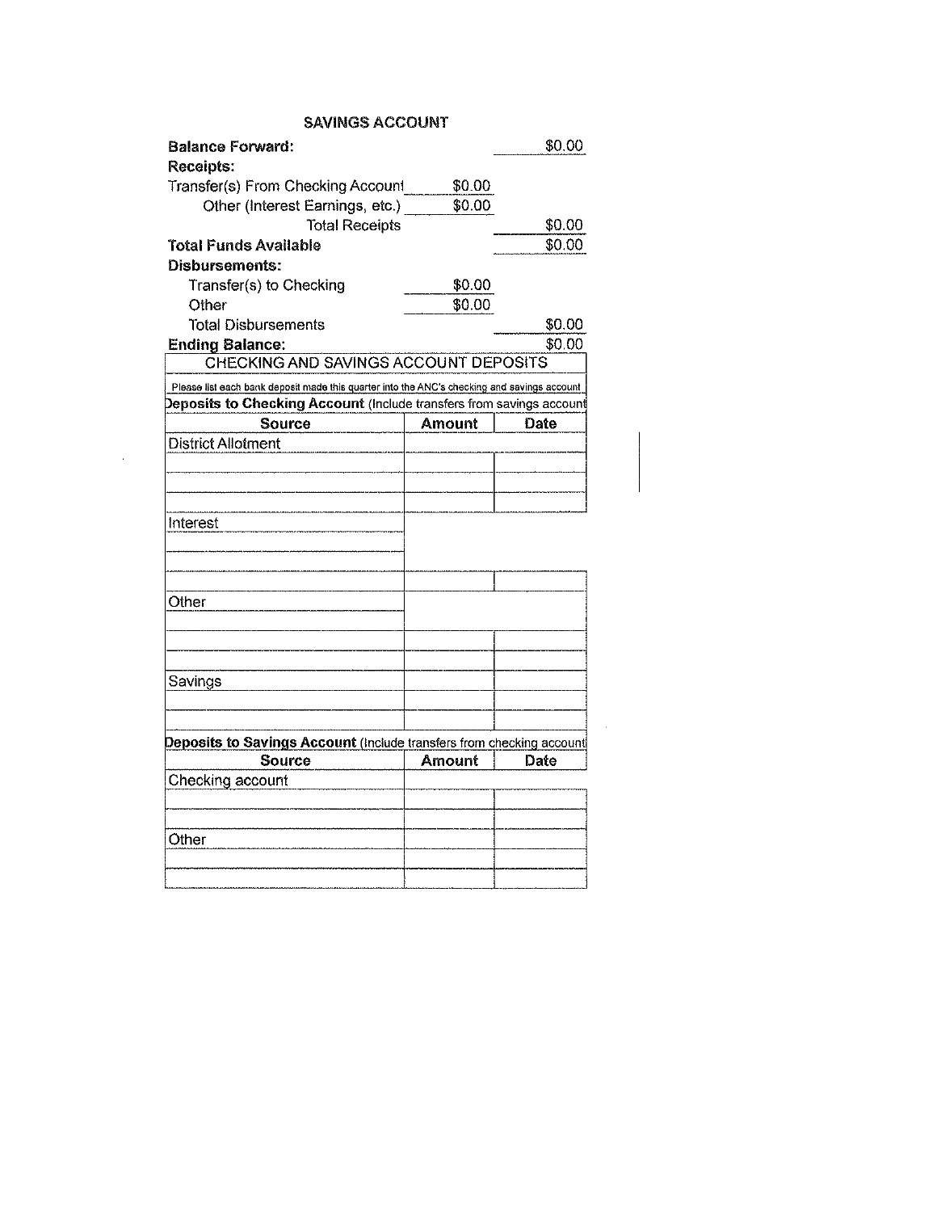## SAVINGS ACCOUNT

| | | |
|---|---|---|
| **Balance Forward:** | | $0.00 |
| **Receipts:** | | |
| Transfer(s) From Checking Account | $0.00 | |
| Other (Interest Earnings, etc.) | $0.00 | |
| Total Receipts | | $0.00 |
| **Total Funds Available** | | $0.00 |
| **Disbursements:** | | |
| Transfer(s) to Checking | $0.00 | |
| Other | $0.00 | |
| Total Disbursements | | $0.00 |
| **Ending Balance:** | | $0.00 |

## CHECKING AND SAVINGS ACCOUNT DEPOSITS

Please list each bank deposit made this quarter into the ANC's checking and savings account

**Deposits to Checking Account** (Include transfers from savings account)

| Source | Amount | Date |
|---|---|---|
| District Allotment | | |
| | | |
| | | |
| | | |
| Interest | | |
| | | |
| | | |
| | | |
| Other | | |
| | | |
| | | |
| | | |
| Savings | | |
| | | |
| | | |

**Deposits to Savings Account** (Include transfers from checking account)

| Source | Amount | Date |
|---|---|---|
| Checking account | | |
| | | |
| | | |
| Other | | |
| | | |
| | | |